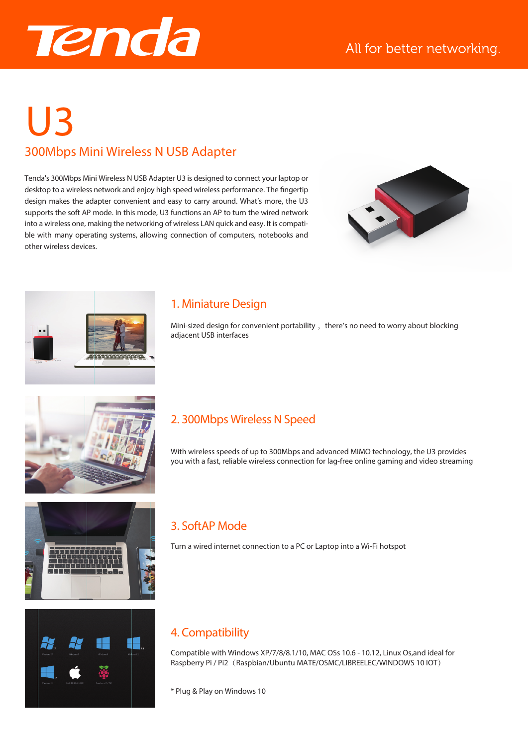Tenda

All for better networking.

# U3

## 300Mbps Mini Wireless N USB Adapter

Tenda's 300Mbps Mini Wireless N USB Adapter U3 is designed to connect your laptop or desktop to a wireless network and enjoy high speed wireless performance. The fingertip design makes the adapter convenient and easy to carry around. What's more, the U3 supports the soft AP mode. In this mode, U3 functions an AP to turn the wired network into a wireless one, making the networking of wireless LAN quick and easy. It is compatible with many operating systems, allowing connection of computers, notebooks and other wireless devices.

### 1. Miniature Design

Mini-sized design for convenient portability， there's no need to worry about blocking adjacent USB interfaces

### 2. 300Mbps Wireless N Speed

With wireless speeds of up to 300Mbps and advanced MIMO technology, the U3 provides you with a fast, reliable wireless connection for lag-free online gaming and video streaming

### 3. SoftAP Mode

Turn a wired internet connection to a PC or Laptop into a Wi-Fi hotspot

### 4. Compatibility

Compatible with Windows XP/7/8/8.1/10, MAC OSs 10.6 - 10.12, Linux Os,and ideal for Raspberry Pi / Pi2（Raspbian/Ubuntu MATE/OSMC/LIBREELEC/WINDOWS 10 IOT）

* Plug & Play on Windows 10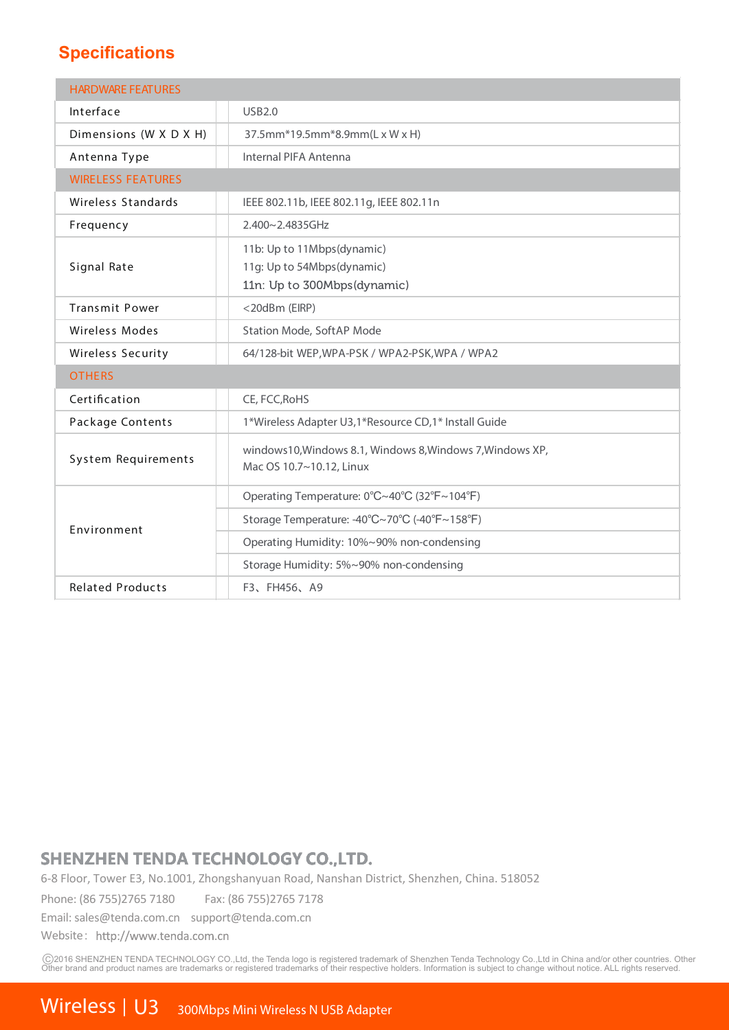## Specifications

| | |
|---|---|
| **HARDWARE FEATURES** | |
| Interface | USB2.0 |
| Dimensions (W X D X H) | 37.5mm*19.5mm*8.9mm(L x W x H) |
| Antenna Type | Internal PIFA Antenna |
| **WIRELESS FEATURES** | |
| Wireless Standards | IEEE 802.11b, IEEE 802.11g, IEEE 802.11n |
| Frequency | 2.400~2.4835GHz |
| Signal Rate | 11b: Up to 11Mbps(dynamic)<br>11g: Up to 54Mbps(dynamic)<br>11n: Up to 300Mbps(dynamic) |
| Transmit Power | <20dBm (EIRP) |
| Wireless Modes | Station Mode, SoftAP Mode |
| Wireless Security | 64/128-bit WEP,WPA-PSK / WPA2-PSK,WPA / WPA2 |
| **OTHERS** | |
| Certification | CE, FCC,RoHS |
| Package Contents | 1*Wireless Adapter U3,1*Resource CD,1* Install Guide |
| System Requirements | windows10,Windows 8.1, Windows 8,Windows 7,Windows XP, Mac OS 10.7~10.12, Linux |
| Environment | Operating Temperature: 0℃~40℃ (32℉~104℉) |
| | Storage Temperature: -40℃~70℃ (-40℉~158℉) |
| | Operating Humidity: 10%~90% non-condensing |
| | Storage Humidity: 5%~90% non-condensing |
| Related Products | F3、FH456、A9 |

**SHENZHEN TENDA TECHNOLOGY CO.,LTD.**

6-8 Floor, Tower E3, No.1001, Zhongshanyuan Road, Nanshan District, Shenzhen, China. 518052

Phone: (86 755)2765 7180 Fax: (86 755)2765 7178

Email: sales@tenda.com.cn support@tenda.com.cn

Website：http://www.tenda.com.cn

©2016 SHENZHEN TENDA TECHNOLOGY CO.,Ltd, the Tenda logo is registered trademark of Shenzhen Tenda Technology Co.,Ltd in China and/or other countries. Other brand and product names are trademarks or registered trademarks of their respective holders. Information is subject to change without notice. ALL rights reserved.

Wireless | U3 300Mbps Mini Wireless N USB Adapter